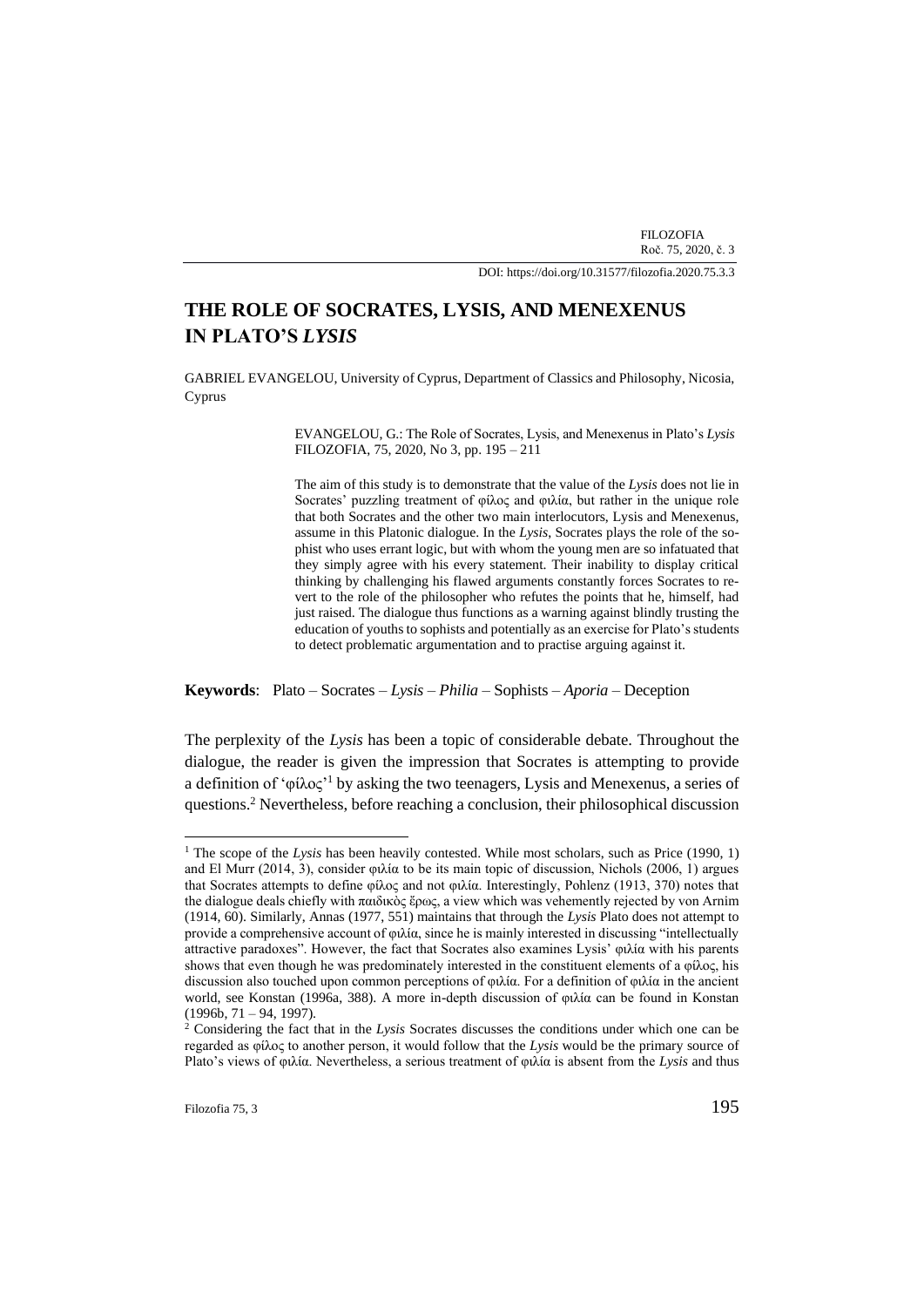DOI: https://doi.org/10.31577/filozofia.2020.75.3.3

# THE ROLE OF SOCRATES, LYSIS, AND MENEXENUS IN PLATO'S *LYSIS*

GABRIEL EVANGELOU, University of Cyprus, Department of Classics and Philosophy, Nicosia, Cyprus

EVANGELOU, G.: The Role of Socrates, Lysis, and Menexenus in Plato's *Lysis*
FILOZOFIA, 75, 2020, No 3, pp. 195 – 211

The aim of this study is to demonstrate that the value of the *Lysis* does not lie in Socrates' puzzling treatment of φίλος and φιλία, but rather in the unique role that both Socrates and the other two main interlocutors, Lysis and Menexenus, assume in this Platonic dialogue. In the *Lysis*, Socrates plays the role of the sophist who uses errant logic, but with whom the young men are so infatuated that they simply agree with his every statement. Their inability to display critical thinking by challenging his flawed arguments constantly forces Socrates to revert to the role of the philosopher who refutes the points that he, himself, had just raised. The dialogue thus functions as a warning against blindly trusting the education of youths to sophists and potentially as an exercise for Plato's students to detect problematic argumentation and to practise arguing against it.

**Keywords**: Plato – Socrates – *Lysis* – *Philia* – Sophists – *Aporia* – Deception

The perplexity of the *Lysis* has been a topic of considerable debate. Throughout the dialogue, the reader is given the impression that Socrates is attempting to provide a definition of 'φίλος'[1] by asking the two teenagers, Lysis and Menexenus, a series of questions.[2] Nevertheless, before reaching a conclusion, their philosophical discussion

---

[1] The scope of the *Lysis* has been heavily contested. While most scholars, such as Price (1990, 1) and El Murr (2014, 3), consider φιλία to be its main topic of discussion, Nichols (2006, 1) argues that Socrates attempts to define φίλος and not φιλία. Interestingly, Pohlenz (1913, 370) notes that the dialogue deals chiefly with παιδικὸς ἔρως, a view which was vehemently rejected by von Arnim (1914, 60). Similarly, Annas (1977, 551) maintains that through the *Lysis* Plato does not attempt to provide a comprehensive account of φιλία, since he is mainly interested in discussing "intellectually attractive paradoxes". However, the fact that Socrates also examines Lysis' φιλία with his parents shows that even though he was predominately interested in the constituent elements of a φίλος, his discussion also touched upon common perceptions of φιλία. For a definition of φιλία in the ancient world, see Konstan (1996a, 388). A more in-depth discussion of φιλία can be found in Konstan (1996b, 71 – 94, 1997).

[2] Considering the fact that in the *Lysis* Socrates discusses the conditions under which one can be regarded as φίλος to another person, it would follow that the *Lysis* would be the primary source of Plato's views of φιλία. Nevertheless, a serious treatment of φιλία is absent from the *Lysis* and thus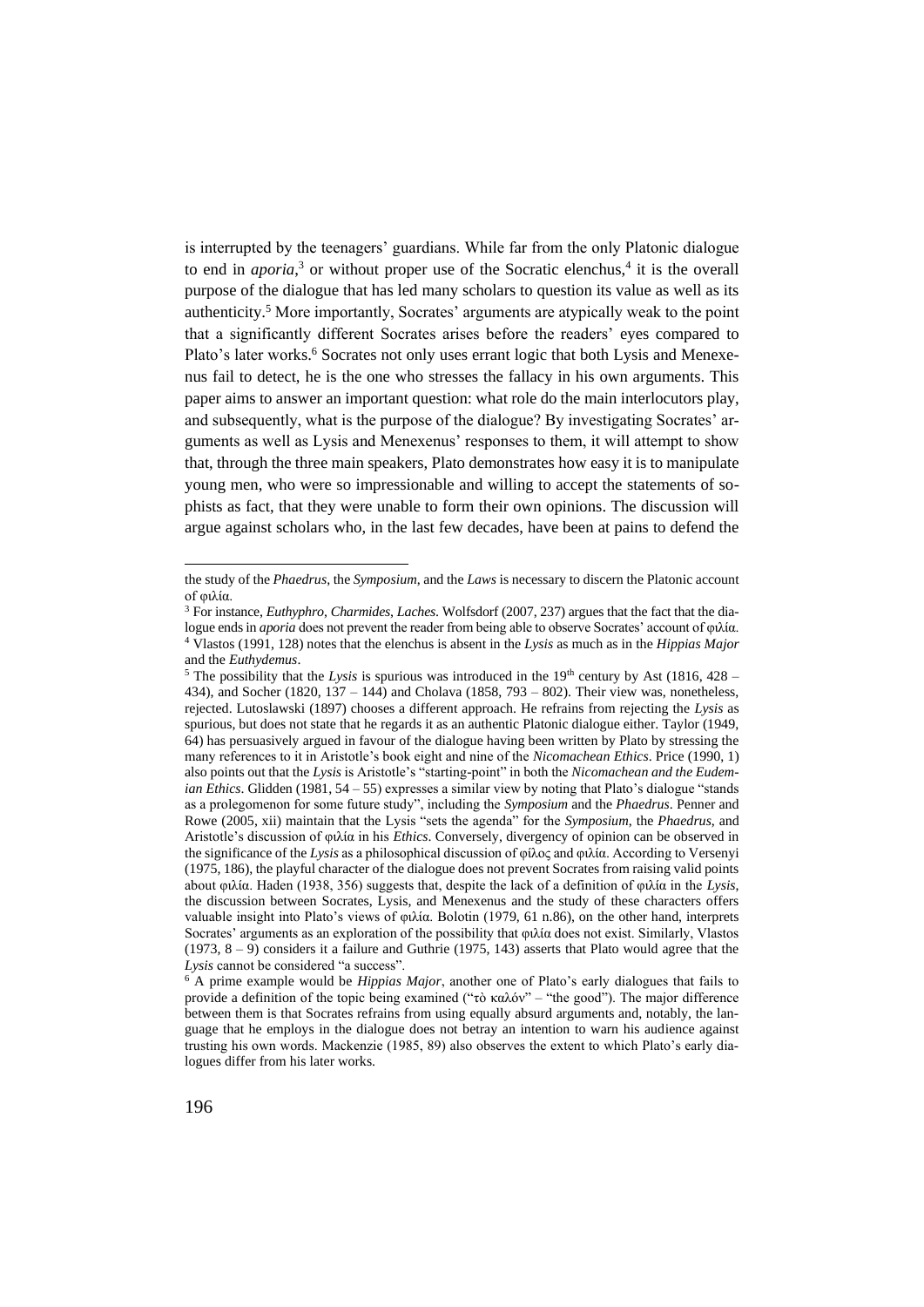is interrupted by the teenagers' guardians. While far from the only Platonic dialogue to end in *aporia*,[3] or without proper use of the Socratic elenchus,[4] it is the overall purpose of the dialogue that has led many scholars to question its value as well as its authenticity.[5] More importantly, Socrates' arguments are atypically weak to the point that a significantly different Socrates arises before the readers' eyes compared to Plato's later works.[6] Socrates not only uses errant logic that both Lysis and Menexenus fail to detect, he is the one who stresses the fallacy in his own arguments. This paper aims to answer an important question: what role do the main interlocutors play, and subsequently, what is the purpose of the dialogue? By investigating Socrates' arguments as well as Lysis and Menexenus' responses to them, it will attempt to show that, through the three main speakers, Plato demonstrates how easy it is to manipulate young men, who were so impressionable and willing to accept the statements of sophists as fact, that they were unable to form their own opinions. The discussion will argue against scholars who, in the last few decades, have been at pains to defend the

---

the study of the *Phaedrus*, the *Symposium*, and the *Laws* is necessary to discern the Platonic account of φιλία.

[3] For instance, *Euthyphro*, *Charmides*, *Laches*. Wolfsdorf (2007, 237) argues that the fact that the dialogue ends in *aporia* does not prevent the reader from being able to observe Socrates' account of φιλία.

[4] Vlastos (1991, 128) notes that the elenchus is absent in the *Lysis* as much as in the *Hippias Major* and the *Euthydemus*.

[5] The possibility that the *Lysis* is spurious was introduced in the 19th century by Ast (1816, 428 – 434), and Socher (1820, 137 – 144) and Cholava (1858, 793 – 802). Their view was, nonetheless, rejected. Lutoslawski (1897) chooses a different approach. He refrains from rejecting the *Lysis* as spurious, but does not state that he regards it as an authentic Platonic dialogue either. Taylor (1949, 64) has persuasively argued in favour of the dialogue having been written by Plato by stressing the many references to it in Aristotle's book eight and nine of the *Nicomachean Ethics*. Price (1990, 1) also points out that the *Lysis* is Aristotle's "starting-point" in both the *Nicomachean and the Eudemian Ethics*. Glidden (1981, 54 – 55) expresses a similar view by noting that Plato's dialogue "stands as a prolegomenon for some future study", including the *Symposium* and the *Phaedrus*. Penner and Rowe (2005, xii) maintain that the Lysis "sets the agenda" for the *Symposium*, the *Phaedrus*, and Aristotle's discussion of φιλία in his *Ethics*. Conversely, divergency of opinion can be observed in the significance of the *Lysis* as a philosophical discussion of φίλος and φιλία. According to Versenyi (1975, 186), the playful character of the dialogue does not prevent Socrates from raising valid points about φιλία. Haden (1938, 356) suggests that, despite the lack of a definition of φιλία in the *Lysis*, the discussion between Socrates, Lysis, and Menexenus and the study of these characters offers valuable insight into Plato's views of φιλία. Bolotin (1979, 61 n.86), on the other hand, interprets Socrates' arguments as an exploration of the possibility that φιλία does not exist. Similarly, Vlastos (1973, 8 – 9) considers it a failure and Guthrie (1975, 143) asserts that Plato would agree that the *Lysis* cannot be considered "a success".

[6] A prime example would be *Hippias Major*, another one of Plato's early dialogues that fails to provide a definition of the topic being examined ("τὸ καλόν" – "the good"). The major difference between them is that Socrates refrains from using equally absurd arguments and, notably, the language that he employs in the dialogue does not betray an intention to warn his audience against trusting his own words. Mackenzie (1985, 89) also observes the extent to which Plato's early dialogues differ from his later works.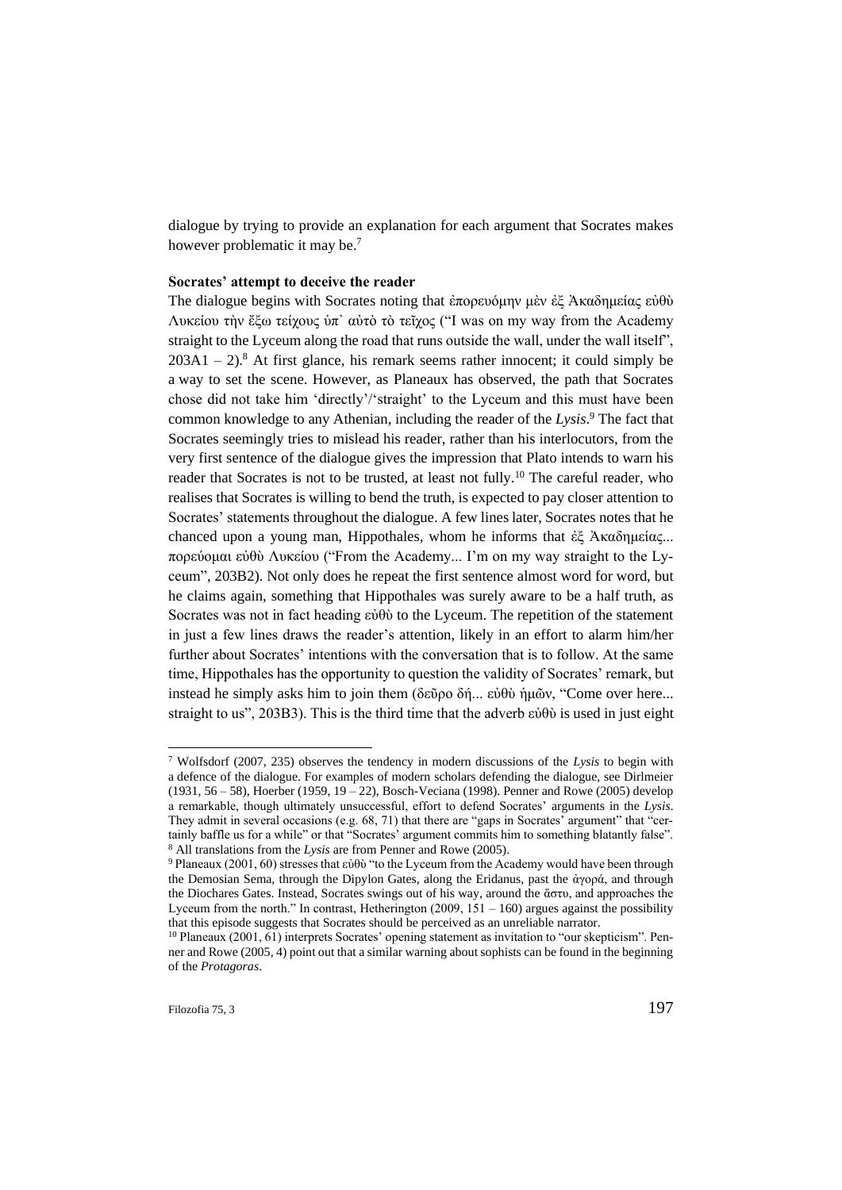dialogue by trying to provide an explanation for each argument that Socrates makes however problematic it may be.[7]

**Socrates' attempt to deceive the reader**

The dialogue begins with Socrates noting that ἐπορευόμην μὲν ἐξ Ἀκαδημείας εὐθὺ Λυκείου τὴν ἔξω τείχους ὑπ᾽ αὐτὸ τὸ τεῖχος ("I was on my way from the Academy straight to the Lyceum along the road that runs outside the wall, under the wall itself", 203A1 – 2).[8] At first glance, his remark seems rather innocent; it could simply be a way to set the scene. However, as Planeaux has observed, the path that Socrates chose did not take him 'directly'/'straight' to the Lyceum and this must have been common knowledge to any Athenian, including the reader of the *Lysis*.[9] The fact that Socrates seemingly tries to mislead his reader, rather than his interlocutors, from the very first sentence of the dialogue gives the impression that Plato intends to warn his reader that Socrates is not to be trusted, at least not fully.[10] The careful reader, who realises that Socrates is willing to bend the truth, is expected to pay closer attention to Socrates' statements throughout the dialogue. A few lines later, Socrates notes that he chanced upon a young man, Hippothales, whom he informs that ἐξ Ἀκαδημείας... πορεύομαι εὐθὺ Λυκείου ("From the Academy... I'm on my way straight to the Lyceum", 203B2). Not only does he repeat the first sentence almost word for word, but he claims again, something that Hippothales was surely aware to be a half truth, as Socrates was not in fact heading εὐθὺ to the Lyceum. The repetition of the statement in just a few lines draws the reader's attention, likely in an effort to alarm him/her further about Socrates' intentions with the conversation that is to follow. At the same time, Hippothales has the opportunity to question the validity of Socrates' remark, but instead he simply asks him to join them (δεῦρο δή... εὐθὺ ἡμῶν, "Come over here... straight to us", 203B3). This is the third time that the adverb εὐθὺ is used in just eight

---

[7] Wolfsdorf (2007, 235) observes the tendency in modern discussions of the *Lysis* to begin with a defence of the dialogue. For examples of modern scholars defending the dialogue, see Dirlmeier (1931, 56 – 58), Hoerber (1959, 19 – 22), Bosch-Veciana (1998). Penner and Rowe (2005) develop a remarkable, though ultimately unsuccessful, effort to defend Socrates' arguments in the *Lysis*. They admit in several occasions (e.g. 68, 71) that there are "gaps in Socrates' argument" that "certainly baffle us for a while" or that "Socrates' argument commits him to something blatantly false".

[8] All translations from the *Lysis* are from Penner and Rowe (2005).

[9] Planeaux (2001, 60) stresses that εὐθὺ "to the Lyceum from the Academy would have been through the Demosian Sema, through the Dipylon Gates, along the Eridanus, past the ἀγορά, and through the Diochares Gates. Instead, Socrates swings out of his way, around the ἄστυ, and approaches the Lyceum from the north." In contrast, Hetherington (2009, 151 – 160) argues against the possibility that this episode suggests that Socrates should be perceived as an unreliable narrator.

[10] Planeaux (2001, 61) interprets Socrates' opening statement as invitation to "our skepticism". Penner and Rowe (2005, 4) point out that a similar warning about sophists can be found in the beginning of the *Protagoras*.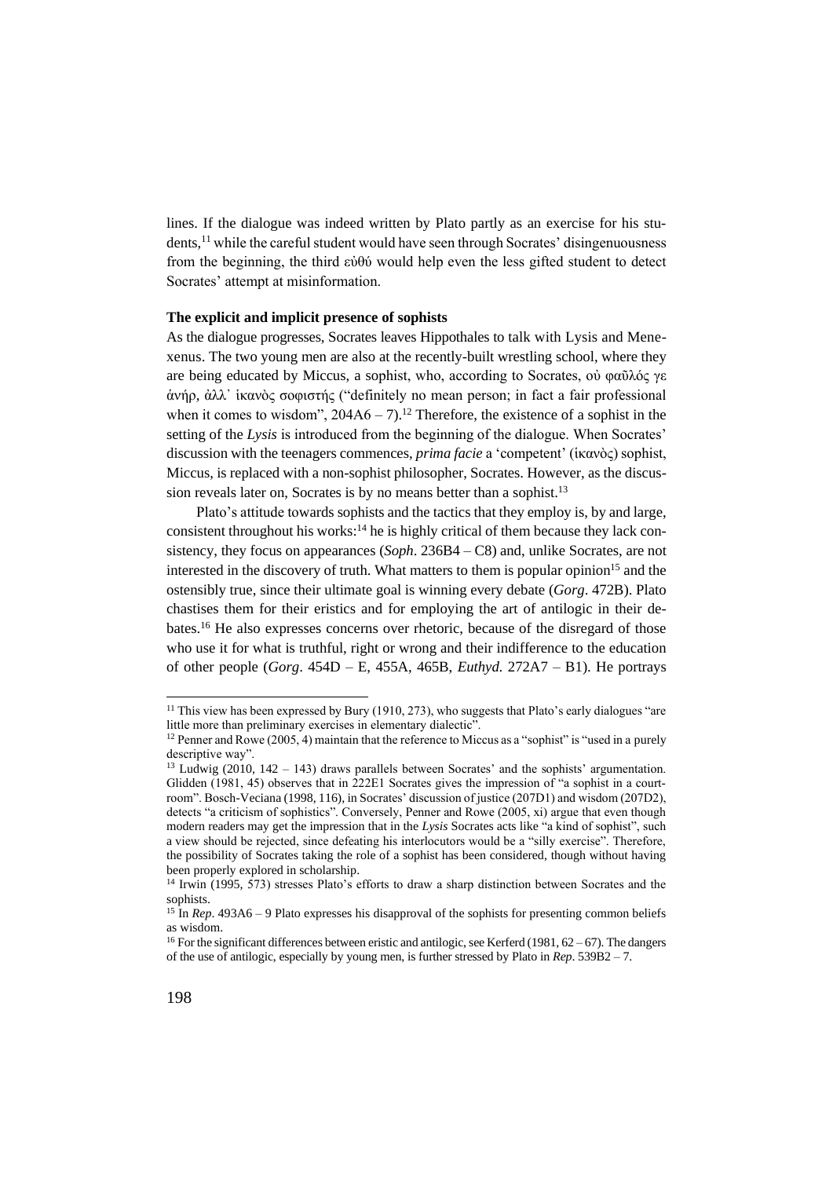lines. If the dialogue was indeed written by Plato partly as an exercise for his students,[11] while the careful student would have seen through Socrates' disingenuousness from the beginning, the third εὐθύ would help even the less gifted student to detect Socrates' attempt at misinformation.

**The explicit and implicit presence of sophists**

As the dialogue progresses, Socrates leaves Hippothales to talk with Lysis and Menexenus. The two young men are also at the recently-built wrestling school, where they are being educated by Miccus, a sophist, who, according to Socrates, οὐ φαῦλός γε ἀνήρ, ἀλλ᾽ ἱκανὸς σοφιστής ("definitely no mean person; in fact a fair professional when it comes to wisdom", 204A6 – 7).[12] Therefore, the existence of a sophist in the setting of the *Lysis* is introduced from the beginning of the dialogue. When Socrates' discussion with the teenagers commences, *prima facie* a 'competent' (ἱκανὸς) sophist, Miccus, is replaced with a non-sophist philosopher, Socrates. However, as the discussion reveals later on, Socrates is by no means better than a sophist.[13]

Plato's attitude towards sophists and the tactics that they employ is, by and large, consistent throughout his works:[14] he is highly critical of them because they lack consistency, they focus on appearances (*Soph*. 236B4 – C8) and, unlike Socrates, are not interested in the discovery of truth. What matters to them is popular opinion[15] and the ostensibly true, since their ultimate goal is winning every debate (*Gorg*. 472B). Plato chastises them for their eristics and for employing the art of antilogic in their debates.[16] He also expresses concerns over rhetoric, because of the disregard of those who use it for what is truthful, right or wrong and their indifference to the education of other people (*Gorg*. 454D – E, 455A, 465B, *Euthyd.* 272A7 – B1). He portrays

---

[11] This view has been expressed by Bury (1910, 273), who suggests that Plato's early dialogues "are little more than preliminary exercises in elementary dialectic".

[12] Penner and Rowe (2005, 4) maintain that the reference to Miccus as a "sophist" is "used in a purely descriptive way".

[13] Ludwig (2010, 142 – 143) draws parallels between Socrates' and the sophists' argumentation. Glidden (1981, 45) observes that in 222E1 Socrates gives the impression of "a sophist in a courtroom". Bosch-Veciana (1998, 116), in Socrates' discussion of justice (207D1) and wisdom (207D2), detects "a criticism of sophistics". Conversely, Penner and Rowe (2005, xi) argue that even though modern readers may get the impression that in the *Lysis* Socrates acts like "a kind of sophist", such a view should be rejected, since defeating his interlocutors would be a "silly exercise". Therefore, the possibility of Socrates taking the role of a sophist has been considered, though without having been properly explored in scholarship.

[14] Irwin (1995, 573) stresses Plato's efforts to draw a sharp distinction between Socrates and the sophists.

[15] In *Rep*. 493A6 – 9 Plato expresses his disapproval of the sophists for presenting common beliefs as wisdom.

[16] For the significant differences between eristic and antilogic, see Kerferd (1981, 62 – 67). The dangers of the use of antilogic, especially by young men, is further stressed by Plato in *Rep*. 539B2 – 7.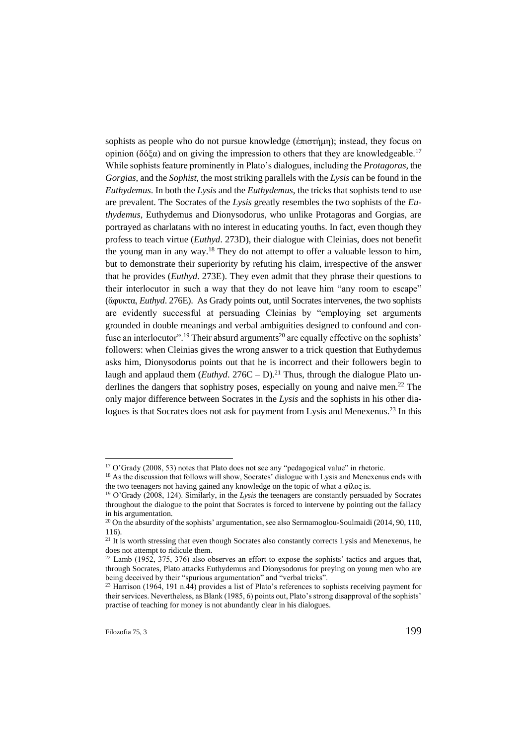sophists as people who do not pursue knowledge (ἐπιστήμη); instead, they focus on opinion (δόξα) and on giving the impression to others that they are knowledgeable.[17] While sophists feature prominently in Plato's dialogues, including the *Protagoras*, the *Gorgias*, and the *Sophist*, the most striking parallels with the *Lysis* can be found in the *Euthydemus*. In both the *Lysis* and the *Euthydemus*, the tricks that sophists tend to use are prevalent. The Socrates of the *Lysis* greatly resembles the two sophists of the *Euthydemus*, Euthydemus and Dionysodorus, who unlike Protagoras and Gorgias, are portrayed as charlatans with no interest in educating youths. In fact, even though they profess to teach virtue (*Euthyd*. 273D), their dialogue with Cleinias, does not benefit the young man in any way.[18] They do not attempt to offer a valuable lesson to him, but to demonstrate their superiority by refuting his claim, irrespective of the answer that he provides (*Euthyd*. 273E). They even admit that they phrase their questions to their interlocutor in such a way that they do not leave him "any room to escape" (ἄφυκτα, *Euthyd*. 276E). As Grady points out, until Socrates intervenes, the two sophists are evidently successful at persuading Cleinias by "employing set arguments grounded in double meanings and verbal ambiguities designed to confound and confuse an interlocutor".[19] Their absurd arguments[20] are equally effective on the sophists' followers: when Cleinias gives the wrong answer to a trick question that Euthydemus asks him, Dionysodorus points out that he is incorrect and their followers begin to laugh and applaud them (*Euthyd*. 276C – D).[21] Thus, through the dialogue Plato underlines the dangers that sophistry poses, especially on young and naive men.[22] The only major difference between Socrates in the *Lysis* and the sophists in his other dialogues is that Socrates does not ask for payment from Lysis and Menexenus.[23] In this

---

[17] O'Grady (2008, 53) notes that Plato does not see any "pedagogical value" in rhetoric.

[18] As the discussion that follows will show, Socrates' dialogue with Lysis and Menexenus ends with the two teenagers not having gained any knowledge on the topic of what a φίλος is.

[19] O'Grady (2008, 124). Similarly, in the *Lysis* the teenagers are constantly persuaded by Socrates throughout the dialogue to the point that Socrates is forced to intervene by pointing out the fallacy in his argumentation.

[20] On the absurdity of the sophists' argumentation, see also Sermamoglou-Soulmaidi (2014, 90, 110, 116).

[21] It is worth stressing that even though Socrates also constantly corrects Lysis and Menexenus, he does not attempt to ridicule them.

[22] Lamb (1952, 375, 376) also observes an effort to expose the sophists' tactics and argues that, through Socrates, Plato attacks Euthydemus and Dionysodorus for preying on young men who are being deceived by their "spurious argumentation" and "verbal tricks".

[23] Harrison (1964, 191 n.44) provides a list of Plato's references to sophists receiving payment for their services. Nevertheless, as Blank (1985, 6) points out, Plato's strong disapproval of the sophists' practise of teaching for money is not abundantly clear in his dialogues.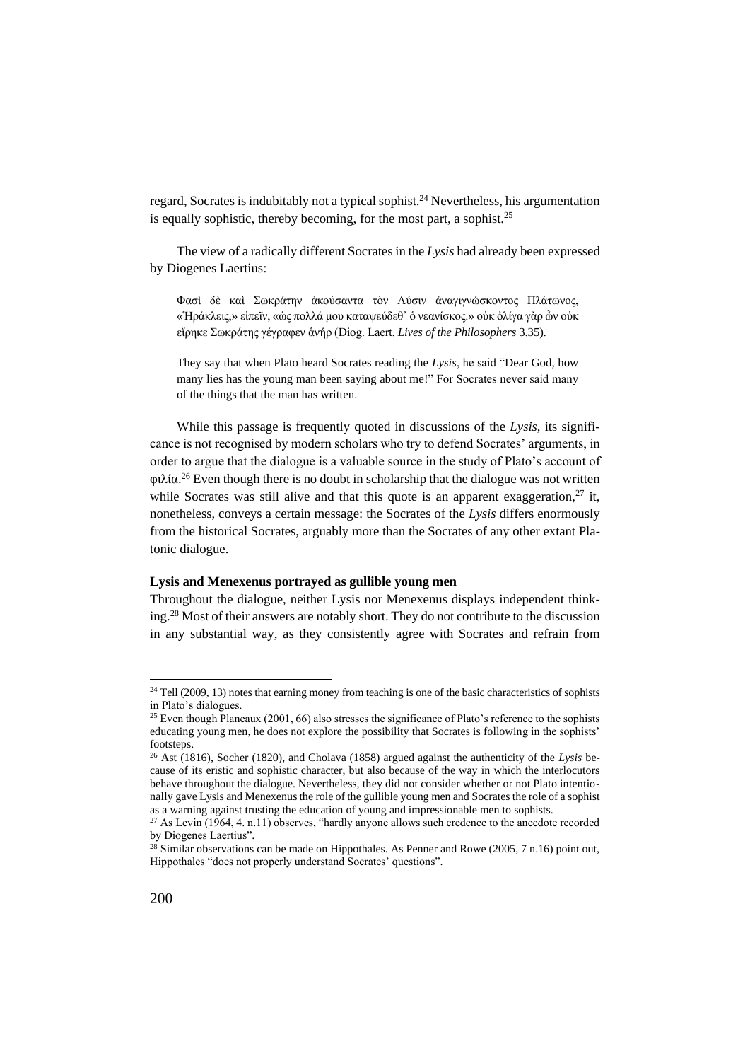regard, Socrates is indubitably not a typical sophist.[24] Nevertheless, his argumentation is equally sophistic, thereby becoming, for the most part, a sophist.[25]

The view of a radically different Socrates in the *Lysis* had already been expressed by Diogenes Laertius:

> Φασὶ δὲ καὶ Σωκράτην ἀκούσαντα τὸν Λύσιν ἀναγιγνώσκοντος Πλάτωνος, «Ἡράκλεις,» εἰπεῖν, «ὡς πολλά μου καταψεύδεθ᾽ ὁ νεανίσκος.» οὐκ ὀλίγα γὰρ ὧν οὐκ εἴρηκε Σωκράτης γέγραφεν ἀνήρ (Diog. Laert. *Lives of the Philosophers* 3.35).
>
> They say that when Plato heard Socrates reading the *Lysis*, he said "Dear God, how many lies has the young man been saying about me!" For Socrates never said many of the things that the man has written.

While this passage is frequently quoted in discussions of the *Lysis*, its significance is not recognised by modern scholars who try to defend Socrates' arguments, in order to argue that the dialogue is a valuable source in the study of Plato's account of φιλία.[26] Even though there is no doubt in scholarship that the dialogue was not written while Socrates was still alive and that this quote is an apparent exaggeration,[27] it, nonetheless, conveys a certain message: the Socrates of the *Lysis* differs enormously from the historical Socrates, arguably more than the Socrates of any other extant Platonic dialogue.

**Lysis and Menexenus portrayed as gullible young men**

Throughout the dialogue, neither Lysis nor Menexenus displays independent thinking.[28] Most of their answers are notably short. They do not contribute to the discussion in any substantial way, as they consistently agree with Socrates and refrain from

---

[24] Tell (2009, 13) notes that earning money from teaching is one of the basic characteristics of sophists in Plato's dialogues.

[25] Even though Planeaux (2001, 66) also stresses the significance of Plato's reference to the sophists educating young men, he does not explore the possibility that Socrates is following in the sophists' footsteps.

[26] Ast (1816), Socher (1820), and Cholava (1858) argued against the authenticity of the *Lysis* because of its eristic and sophistic character, but also because of the way in which the interlocutors behave throughout the dialogue. Nevertheless, they did not consider whether or not Plato intentionally gave Lysis and Menexenus the role of the gullible young men and Socrates the role of a sophist as a warning against trusting the education of young and impressionable men to sophists.

[27] As Levin (1964, 4. n.11) observes, "hardly anyone allows such credence to the anecdote recorded by Diogenes Laertius".

[28] Similar observations can be made on Hippothales. As Penner and Rowe (2005, 7 n.16) point out, Hippothales "does not properly understand Socrates' questions".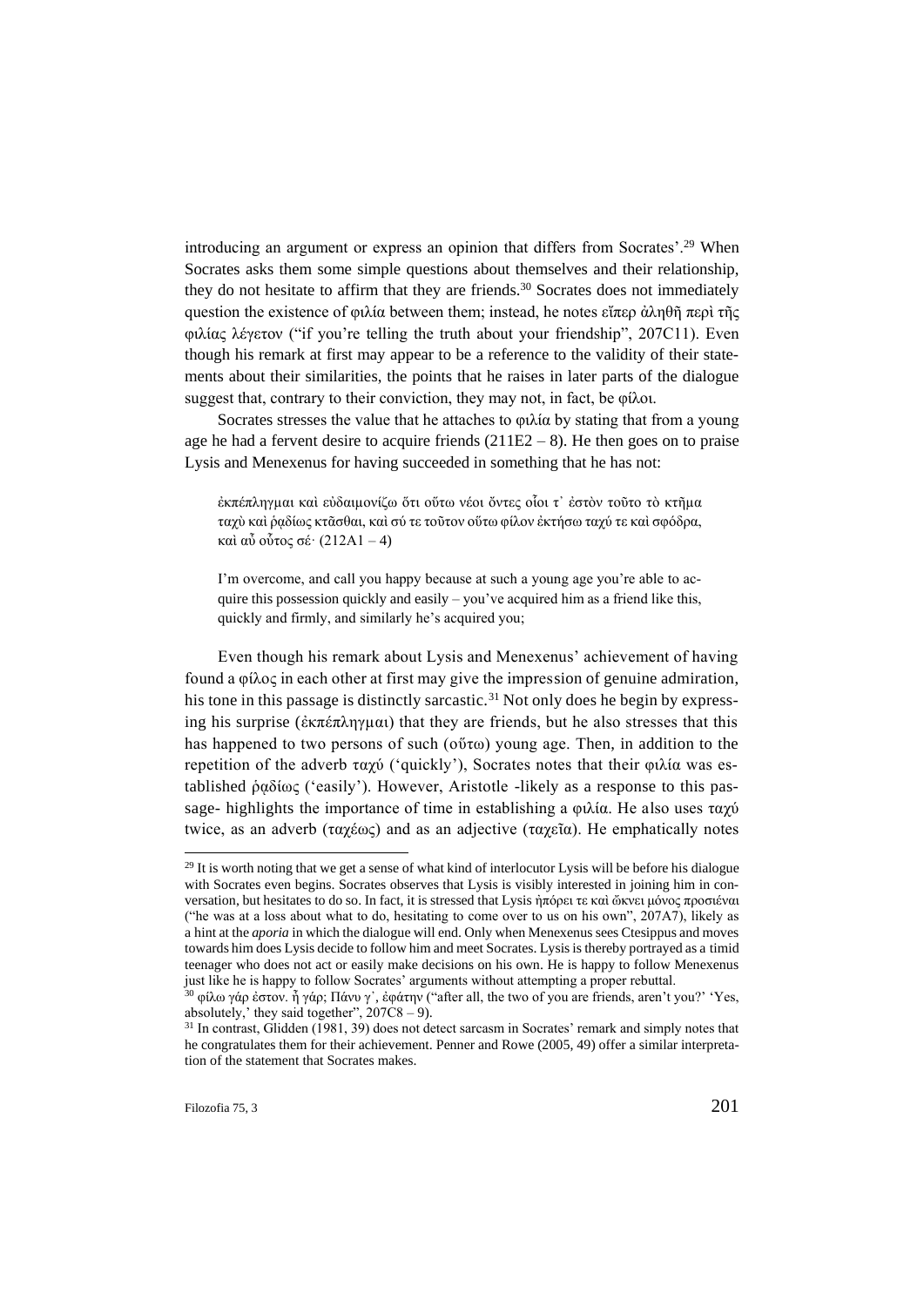introducing an argument or express an opinion that differs from Socrates'.[29] When Socrates asks them some simple questions about themselves and their relationship, they do not hesitate to affirm that they are friends.[30] Socrates does not immediately question the existence of φιλία between them; instead, he notes εἴπερ ἀληθῆ περὶ τῆς φιλίας λέγετον ("if you're telling the truth about your friendship", 207C11). Even though his remark at first may appear to be a reference to the validity of their statements about their similarities, the points that he raises in later parts of the dialogue suggest that, contrary to their conviction, they may not, in fact, be φίλοι.

Socrates stresses the value that he attaches to φιλία by stating that from a young age he had a fervent desire to acquire friends (211E2 – 8). He then goes on to praise Lysis and Menexenus for having succeeded in something that he has not:

> ἐκπέπληγμαι καὶ εὐδαιμονίζω ὅτι οὕτω νέοι ὄντες οἷοί τ᾽ ἐστὸν τοῦτο τὸ κτῆμα ταχὺ καὶ ῥᾳδίως κτᾶσθαι, καὶ σύ τε τοῦτον οὕτω φίλον ἐκτήσω ταχύ τε καὶ σφόδρα, καὶ αὖ οὗτος σέ· (212A1 – 4)
>
> I'm overcome, and call you happy because at such a young age you're able to acquire this possession quickly and easily – you've acquired him as a friend like this, quickly and firmly, and similarly he's acquired you;

Even though his remark about Lysis and Menexenus' achievement of having found a φίλος in each other at first may give the impression of genuine admiration, his tone in this passage is distinctly sarcastic.[31] Not only does he begin by expressing his surprise (ἐκπέπληγμαι) that they are friends, but he also stresses that this has happened to two persons of such (οὕτω) young age. Then, in addition to the repetition of the adverb ταχύ ('quickly'), Socrates notes that their φιλία was established ῥᾳδίως ('easily'). However, Aristotle -likely as a response to this passage- highlights the importance of time in establishing a φιλία. He also uses ταχύ twice, as an adverb (ταχέως) and as an adjective (ταχεῖα). He emphatically notes

---

[29] It is worth noting that we get a sense of what kind of interlocutor Lysis will be before his dialogue with Socrates even begins. Socrates observes that Lysis is visibly interested in joining him in conversation, but hesitates to do so. In fact, it is stressed that Lysis ἠπόρει τε καὶ ὤκνει μόνος προσιέναι ("he was at a loss about what to do, hesitating to come over to us on his own", 207A7), likely as a hint at the *aporia* in which the dialogue will end. Only when Menexenus sees Ctesippus and moves towards him does Lysis decide to follow him and meet Socrates. Lysis is thereby portrayed as a timid teenager who does not act or easily make decisions on his own. He is happy to follow Menexenus just like he is happy to follow Socrates' arguments without attempting a proper rebuttal.

[30] φίλω γάρ ἐστον. ἦ γάρ; Πάνυ γ᾽, ἐφάτην ("after all, the two of you are friends, aren't you?' 'Yes, absolutely,' they said together", 207C8 – 9).

[31] In contrast, Glidden (1981, 39) does not detect sarcasm in Socrates' remark and simply notes that he congratulates them for their achievement. Penner and Rowe (2005, 49) offer a similar interpretation of the statement that Socrates makes.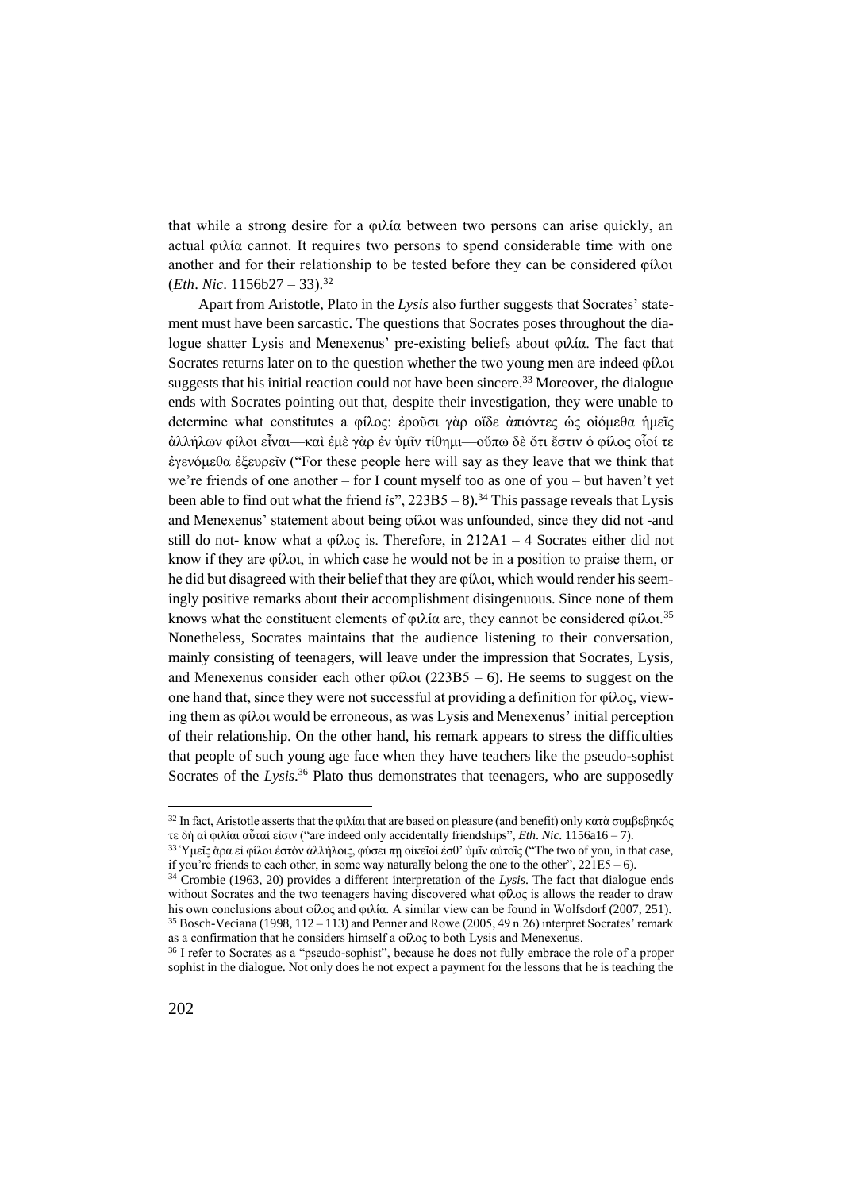that while a strong desire for a φιλία between two persons can arise quickly, an actual φιλία cannot. It requires two persons to spend considerable time with one another and for their relationship to be tested before they can be considered φίλοι (*Eth*. *Nic*. 1156b27 – 33).[32]

Apart from Aristotle, Plato in the *Lysis* also further suggests that Socrates' statement must have been sarcastic. The questions that Socrates poses throughout the dialogue shatter Lysis and Menexenus' pre-existing beliefs about φιλία. The fact that Socrates returns later on to the question whether the two young men are indeed φίλοι suggests that his initial reaction could not have been sincere.[33] Moreover, the dialogue ends with Socrates pointing out that, despite their investigation, they were unable to determine what constitutes a φίλος: ἐροῦσι γὰρ οἵδε ἀπιόντες ὡς οἰόμεθα ἡμεῖς ἀλλήλων φίλοι εἶναι—καὶ ἐμὲ γὰρ ἐν ὑμῖν τίθημι—οὔπω δὲ ὅτι ἔστιν ὁ φίλος οἷοί τε ἐγενόμεθα ἐξευρεῖν ("For these people here will say as they leave that we think that we're friends of one another – for I count myself too as one of you – but haven't yet been able to find out what the friend *is*", 223B5 – 8).[34] This passage reveals that Lysis and Menexenus' statement about being φίλοι was unfounded, since they did not -and still do not- know what a φίλος is. Therefore, in 212A1 – 4 Socrates either did not know if they are φίλοι, in which case he would not be in a position to praise them, or he did but disagreed with their belief that they are φίλοι, which would render his seemingly positive remarks about their accomplishment disingenuous. Since none of them knows what the constituent elements of φιλία are, they cannot be considered φίλοι.[35] Nonetheless, Socrates maintains that the audience listening to their conversation, mainly consisting of teenagers, will leave under the impression that Socrates, Lysis, and Menexenus consider each other φίλοι (223B5 – 6). He seems to suggest on the one hand that, since they were not successful at providing a definition for φίλος, viewing them as φίλοι would be erroneous, as was Lysis and Menexenus' initial perception of their relationship. On the other hand, his remark appears to stress the difficulties that people of such young age face when they have teachers like the pseudo-sophist Socrates of the *Lysis*.[36] Plato thus demonstrates that teenagers, who are supposedly

---

[32] In fact, Aristotle asserts that the φιλίαι that are based on pleasure (and benefit) only κατὰ συμβεβηκός τε δὴ αἱ φιλίαι αὗταί εἰσιν ("are indeed only accidentally friendships", *Eth*. *Nic*. 1156a16 – 7).

[33] Ὑμεῖς ἄρα εἰ φίλοι ἐστὸν ἀλλήλοις, φύσει πῃ οἰκεῖοί ἐσθ' ὑμῖν αὐτοῖς ("The two of you, in that case, if you're friends to each other, in some way naturally belong the one to the other", 221E5 – 6).

[34] Crombie (1963, 20) provides a different interpretation of the *Lysis*. The fact that dialogue ends without Socrates and the two teenagers having discovered what φίλος is allows the reader to draw his own conclusions about φίλος and φιλία. A similar view can be found in Wolfsdorf (2007, 251).

[35] Bosch-Veciana (1998, 112 – 113) and Penner and Rowe (2005, 49 n.26) interpret Socrates' remark as a confirmation that he considers himself a φίλος to both Lysis and Menexenus.

[36] I refer to Socrates as a "pseudo-sophist", because he does not fully embrace the role of a proper sophist in the dialogue. Not only does he not expect a payment for the lessons that he is teaching the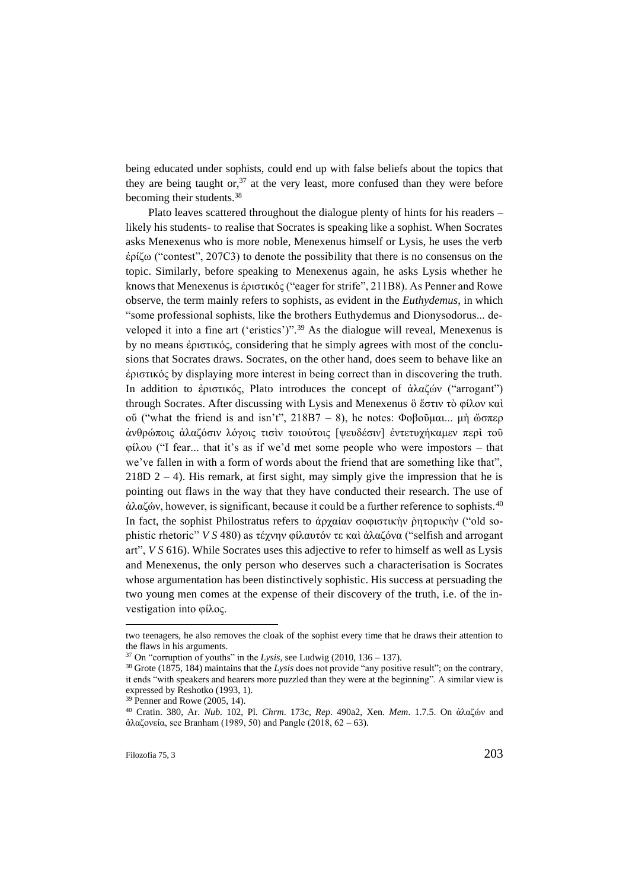being educated under sophists, could end up with false beliefs about the topics that they are being taught or,[37] at the very least, more confused than they were before becoming their students.[38]

Plato leaves scattered throughout the dialogue plenty of hints for his readers – likely his students- to realise that Socrates is speaking like a sophist. When Socrates asks Menexenus who is more noble, Menexenus himself or Lysis, he uses the verb ἐρίζω ("contest", 207C3) to denote the possibility that there is no consensus on the topic. Similarly, before speaking to Menexenus again, he asks Lysis whether he knows that Menexenus is ἐριστικός ("eager for strife", 211B8). As Penner and Rowe observe, the term mainly refers to sophists, as evident in the *Euthydemus*, in which "some professional sophists, like the brothers Euthydemus and Dionysodorus... developed it into a fine art ('eristics')".[39] As the dialogue will reveal, Menexenus is by no means ἐριστικός, considering that he simply agrees with most of the conclusions that Socrates draws. Socrates, on the other hand, does seem to behave like an ἐριστικός by displaying more interest in being correct than in discovering the truth. In addition to ἐριστικός, Plato introduces the concept of ἀλαζών ("arrogant") through Socrates. After discussing with Lysis and Menexenus ὅ ἔστιν τὸ φίλον καὶ οὔ ("what the friend is and isn't", 218B7 – 8), he notes: Φοβοῦμαι... μὴ ὥσπερ ἀνθρώποις ἀλαζόσιν λόγοις τισὶν τοιούτοις [ψευδέσιν] ἐντετυχήκαμεν περὶ τοῦ φίλου ("I fear... that it's as if we'd met some people who were impostors – that we've fallen in with a form of words about the friend that are something like that", 218D 2 – 4). His remark, at first sight, may simply give the impression that he is pointing out flaws in the way that they have conducted their research. The use of ἀλαζών, however, is significant, because it could be a further reference to sophists.[40] In fact, the sophist Philostratus refers to ἀρχαίαν σοφιστικὴν ῥητορικὴν ("old sophistic rhetoric" *V S* 480) as τέχνην φίλαυτόν τε καὶ ἀλαζόνα ("selfish and arrogant art", *V S* 616). While Socrates uses this adjective to refer to himself as well as Lysis and Menexenus, the only person who deserves such a characterisation is Socrates whose argumentation has been distinctively sophistic. His success at persuading the two young men comes at the expense of their discovery of the truth, i.e. of the investigation into φίλος.

---

two teenagers, he also removes the cloak of the sophist every time that he draws their attention to the flaws in his arguments.

[37] On "corruption of youths" in the *Lysis*, see Ludwig (2010, 136 – 137).

[38] Grote (1875, 184) maintains that the *Lysis* does not provide "any positive result"; on the contrary, it ends "with speakers and hearers more puzzled than they were at the beginning". A similar view is expressed by Reshotko (1993, 1).

[39] Penner and Rowe (2005, 14).

[40] Cratin. 380, Ar. *Nub.* 102, Pl. *Chrm.* 173c, *Rep.* 490a2, Xen. *Mem*. 1.7.5. On ἀλαζών and ἀλαζονεία, see Branham (1989, 50) and Pangle (2018, 62 – 63).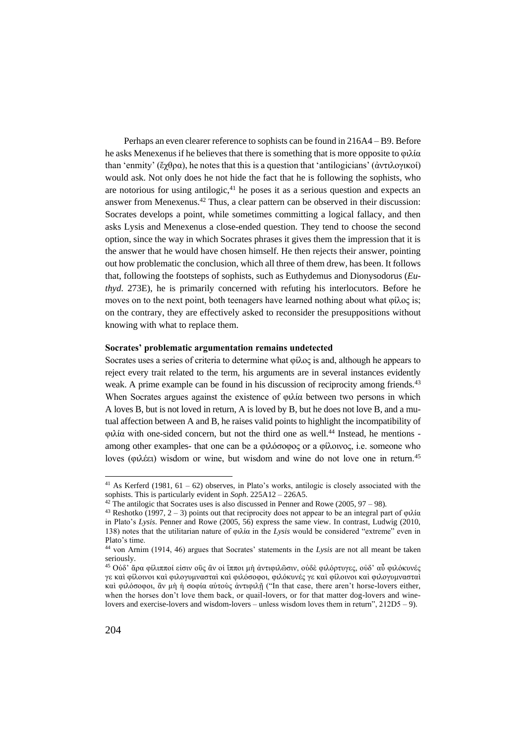Perhaps an even clearer reference to sophists can be found in 216A4 – B9. Before he asks Menexenus if he believes that there is something that is more opposite to φιλία than 'enmity' (ἔχθρα), he notes that this is a question that 'antilogicians' (ἀντιλογικοί) would ask. Not only does he not hide the fact that he is following the sophists, who are notorious for using antilogic,[41] he poses it as a serious question and expects an answer from Menexenus.[42] Thus, a clear pattern can be observed in their discussion: Socrates develops a point, while sometimes committing a logical fallacy, and then asks Lysis and Menexenus a close-ended question. They tend to choose the second option, since the way in which Socrates phrases it gives them the impression that it is the answer that he would have chosen himself. He then rejects their answer, pointing out how problematic the conclusion, which all three of them drew, has been. It follows that, following the footsteps of sophists, such as Euthydemus and Dionysodorus (*Euthyd*. 273E), he is primarily concerned with refuting his interlocutors. Before he moves on to the next point, both teenagers have learned nothing about what φίλος is; on the contrary, they are effectively asked to reconsider the presuppositions without knowing with what to replace them.

**Socrates' problematic argumentation remains undetected**

Socrates uses a series of criteria to determine what φίλος is and, although he appears to reject every trait related to the term, his arguments are in several instances evidently weak. A prime example can be found in his discussion of reciprocity among friends.[43] When Socrates argues against the existence of φιλία between two persons in which A loves B, but is not loved in return, A is loved by B, but he does not love B, and a mutual affection between A and B, he raises valid points to highlight the incompatibility of φιλία with one-sided concern, but not the third one as well.[44] Instead, he mentions - among other examples- that one can be a φιλόσοφος or a φίλοινος, i.e. someone who loves (φιλέει) wisdom or wine, but wisdom and wine do not love one in return.[45]

---

[41] As Kerferd (1981, 61 – 62) observes, in Plato's works, antilogic is closely associated with the sophists. This is particularly evident in *Soph*. 225A12 – 226A5.

[42] The antilogic that Socrates uses is also discussed in Penner and Rowe (2005, 97 – 98).

[43] Reshotko (1997, 2 – 3) points out that reciprocity does not appear to be an integral part of φιλία in Plato's *Lysis*. Penner and Rowe (2005, 56) express the same view. In contrast, Ludwig (2010, 138) notes that the utilitarian nature of φιλία in the *Lysis* would be considered "extreme" even in Plato's time.

[44] von Arnim (1914, 46) argues that Socrates' statements in the *Lysis* are not all meant be taken seriously.

[45] Οὐδ' ἄρα φίλιπποί εἰσιν οὓς ἂν οἱ ἵπποι μὴ ἀντιφιλῶσιν, οὐδὲ φιλόρτυγες, οὐδ' αὖ φιλόκυνές γε καὶ φίλοινοι καὶ φιλογυμνασταὶ καὶ φιλόσοφοι, φιλόκυνές γε καὶ φίλοινοι καὶ φιλογυμνασταὶ καὶ φιλόσοφοι, ἂν μὴ ἡ σοφία αὐτοὺς ἀντιφιλῇ ("In that case, there aren't horse-lovers either, when the horses don't love them back, or quail-lovers, or for that matter dog-lovers and wine-lovers and exercise-lovers and wisdom-lovers – unless wisdom loves them in return", 212D5 – 9).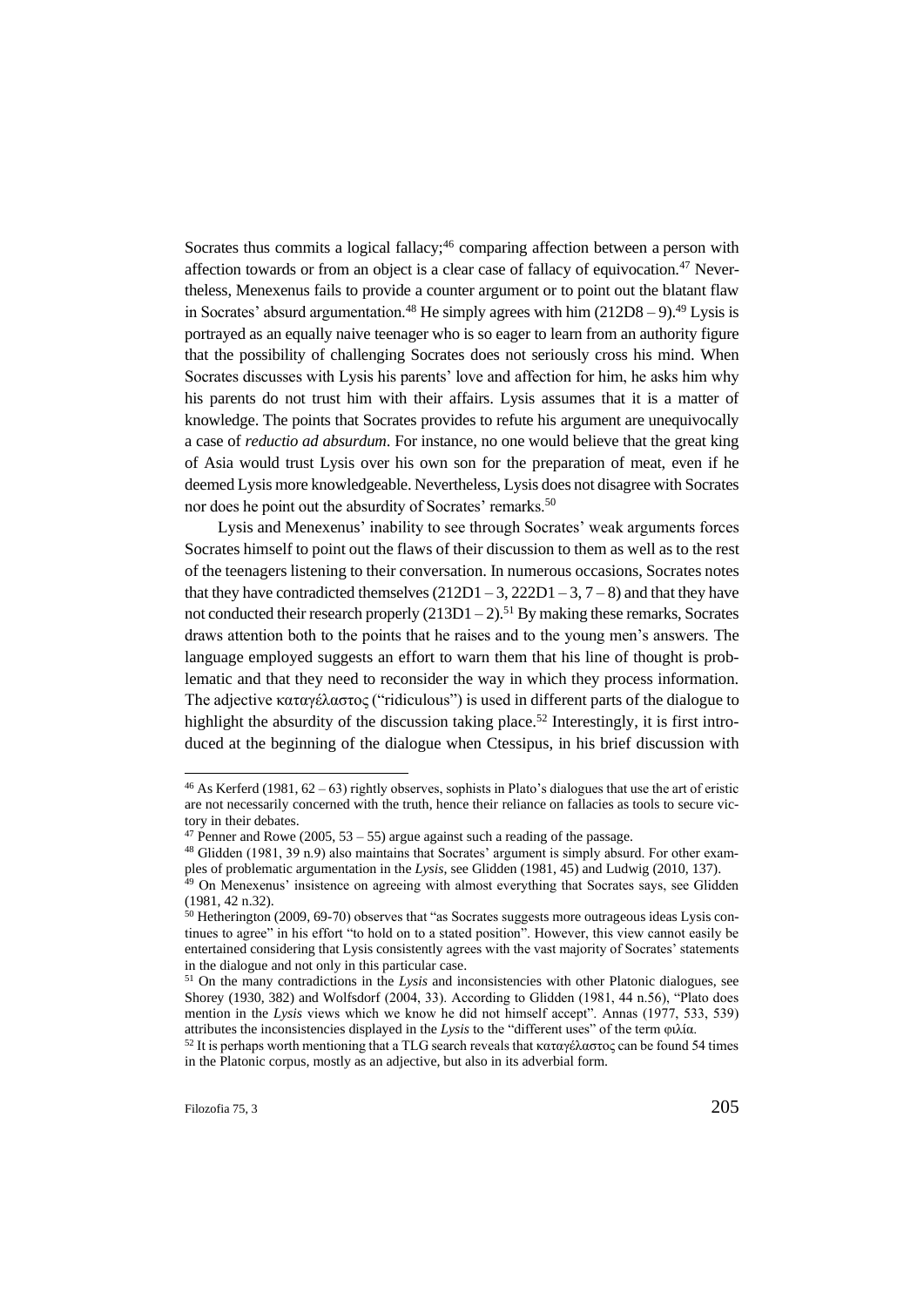Socrates thus commits a logical fallacy;[46] comparing affection between a person with affection towards or from an object is a clear case of fallacy of equivocation.[47] Nevertheless, Menexenus fails to provide a counter argument or to point out the blatant flaw in Socrates' absurd argumentation.[48] He simply agrees with him (212D8 – 9).[49] Lysis is portrayed as an equally naive teenager who is so eager to learn from an authority figure that the possibility of challenging Socrates does not seriously cross his mind. When Socrates discusses with Lysis his parents' love and affection for him, he asks him why his parents do not trust him with their affairs. Lysis assumes that it is a matter of knowledge. The points that Socrates provides to refute his argument are unequivocally a case of *reductio ad absurdum*. For instance, no one would believe that the great king of Asia would trust Lysis over his own son for the preparation of meat, even if he deemed Lysis more knowledgeable. Nevertheless, Lysis does not disagree with Socrates nor does he point out the absurdity of Socrates' remarks.[50]

Lysis and Menexenus' inability to see through Socrates' weak arguments forces Socrates himself to point out the flaws of their discussion to them as well as to the rest of the teenagers listening to their conversation. In numerous occasions, Socrates notes that they have contradicted themselves (212D1 – 3, 222D1 – 3, 7 – 8) and that they have not conducted their research properly (213D1 – 2).[51] By making these remarks, Socrates draws attention both to the points that he raises and to the young men's answers. The language employed suggests an effort to warn them that his line of thought is problematic and that they need to reconsider the way in which they process information. The adjective καταγέλαστος ("ridiculous") is used in different parts of the dialogue to highlight the absurdity of the discussion taking place.[52] Interestingly, it is first introduced at the beginning of the dialogue when Ctessipus, in his brief discussion with

---

[46] As Kerferd (1981, 62 – 63) rightly observes, sophists in Plato's dialogues that use the art of eristic are not necessarily concerned with the truth, hence their reliance on fallacies as tools to secure victory in their debates.

[47] Penner and Rowe (2005, 53 – 55) argue against such a reading of the passage.

[48] Glidden (1981, 39 n.9) also maintains that Socrates' argument is simply absurd. For other examples of problematic argumentation in the *Lysis*, see Glidden (1981, 45) and Ludwig (2010, 137).

[49] On Menexenus' insistence on agreeing with almost everything that Socrates says, see Glidden (1981, 42 n.32).

[50] Hetherington (2009, 69-70) observes that "as Socrates suggests more outrageous ideas Lysis continues to agree" in his effort "to hold on to a stated position". However, this view cannot easily be entertained considering that Lysis consistently agrees with the vast majority of Socrates' statements in the dialogue and not only in this particular case.

[51] On the many contradictions in the *Lysis* and inconsistencies with other Platonic dialogues, see Shorey (1930, 382) and Wolfsdorf (2004, 33). According to Glidden (1981, 44 n.56), "Plato does mention in the *Lysis* views which we know he did not himself accept". Annas (1977, 533, 539) attributes the inconsistencies displayed in the *Lysis* to the "different uses" of the term φιλία.

[52] It is perhaps worth mentioning that a TLG search reveals that καταγέλαστος can be found 54 times in the Platonic corpus, mostly as an adjective, but also in its adverbial form.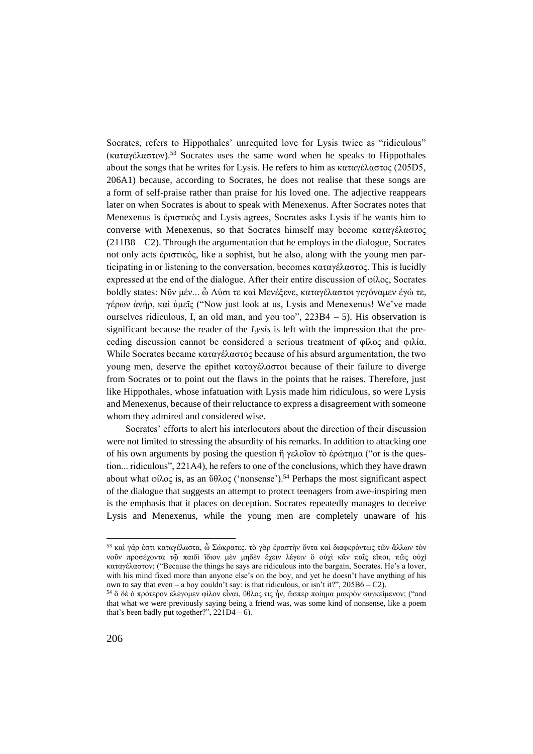Socrates, refers to Hippothales' unrequited love for Lysis twice as "ridiculous" (καταγέλαστον).[53] Socrates uses the same word when he speaks to Hippothales about the songs that he writes for Lysis. He refers to him as καταγέλαστος (205D5, 206A1) because, according to Socrates, he does not realise that these songs are a form of self-praise rather than praise for his loved one. The adjective reappears later on when Socrates is about to speak with Menexenus. After Socrates notes that Menexenus is ἐριστικός and Lysis agrees, Socrates asks Lysis if he wants him to converse with Menexenus, so that Socrates himself may become καταγέλαστος (211B8 – C2). Through the argumentation that he employs in the dialogue, Socrates not only acts ἐριστικός, like a sophist, but he also, along with the young men participating in or listening to the conversation, becomes καταγέλαστος. This is lucidly expressed at the end of the dialogue. After their entire discussion of φίλος, Socrates boldly states: Νῦν μέν... ὦ Λύσι τε καὶ Μενέξενε, καταγέλαστοι γεγόναμεν ἐγώ τε, γέρων ἀνήρ, καὶ ὑμεῖς ("Now just look at us, Lysis and Menexenus! We've made ourselves ridiculous, I, an old man, and you too", 223B4 – 5). His observation is significant because the reader of the *Lysis* is left with the impression that the preceding discussion cannot be considered a serious treatment of φίλος and φιλία. While Socrates became καταγέλαστος because of his absurd argumentation, the two young men, deserve the epithet καταγέλαστοι because of their failure to diverge from Socrates or to point out the flaws in the points that he raises. Therefore, just like Hippothales, whose infatuation with Lysis made him ridiculous, so were Lysis and Menexenus, because of their reluctance to express a disagreement with someone whom they admired and considered wise.

Socrates' efforts to alert his interlocutors about the direction of their discussion were not limited to stressing the absurdity of his remarks. In addition to attacking one of his own arguments by posing the question ἢ γελοῖον τὸ ἐρώτημα ("or is the question... ridiculous", 221A4), he refers to one of the conclusions, which they have drawn about what φίλος is, as an ὕθλος ('nonsense').[54] Perhaps the most significant aspect of the dialogue that suggests an attempt to protect teenagers from awe-inspiring men is the emphasis that it places on deception. Socrates repeatedly manages to deceive Lysis and Menexenus, while the young men are completely unaware of his

---

[53] καὶ γάρ ἐστι καταγέλαστα, ὦ Σώκρατες. τὸ γὰρ ἐραστὴν ὄντα καὶ διαφερόντως τῶν ἄλλων τὸν νοῦν προσέχοντα τῷ παιδὶ ἴδιον μὲν μηδὲν ἔχειν λέγειν ὃ οὐχὶ κἂν παῖς εἴποι, πῶς οὐχὶ καταγέλαστον; ("Because the things he says are ridiculous into the bargain, Socrates. He's a lover, with his mind fixed more than anyone else's on the boy, and yet he doesn't have anything of his own to say that even – a boy couldn't say: is that ridiculous, or isn't it?", 205B6 – C2).

[54] ὃ δὲ ὁ πρότερον ἐλέγομεν φίλον εἶναι, ὕθλος τις ἦν, ὥσπερ ποίημα μακρὸν συγκείμενον; ("and that what we were previously saying being a friend was, was some kind of nonsense, like a poem that's been badly put together?", 221D4 – 6).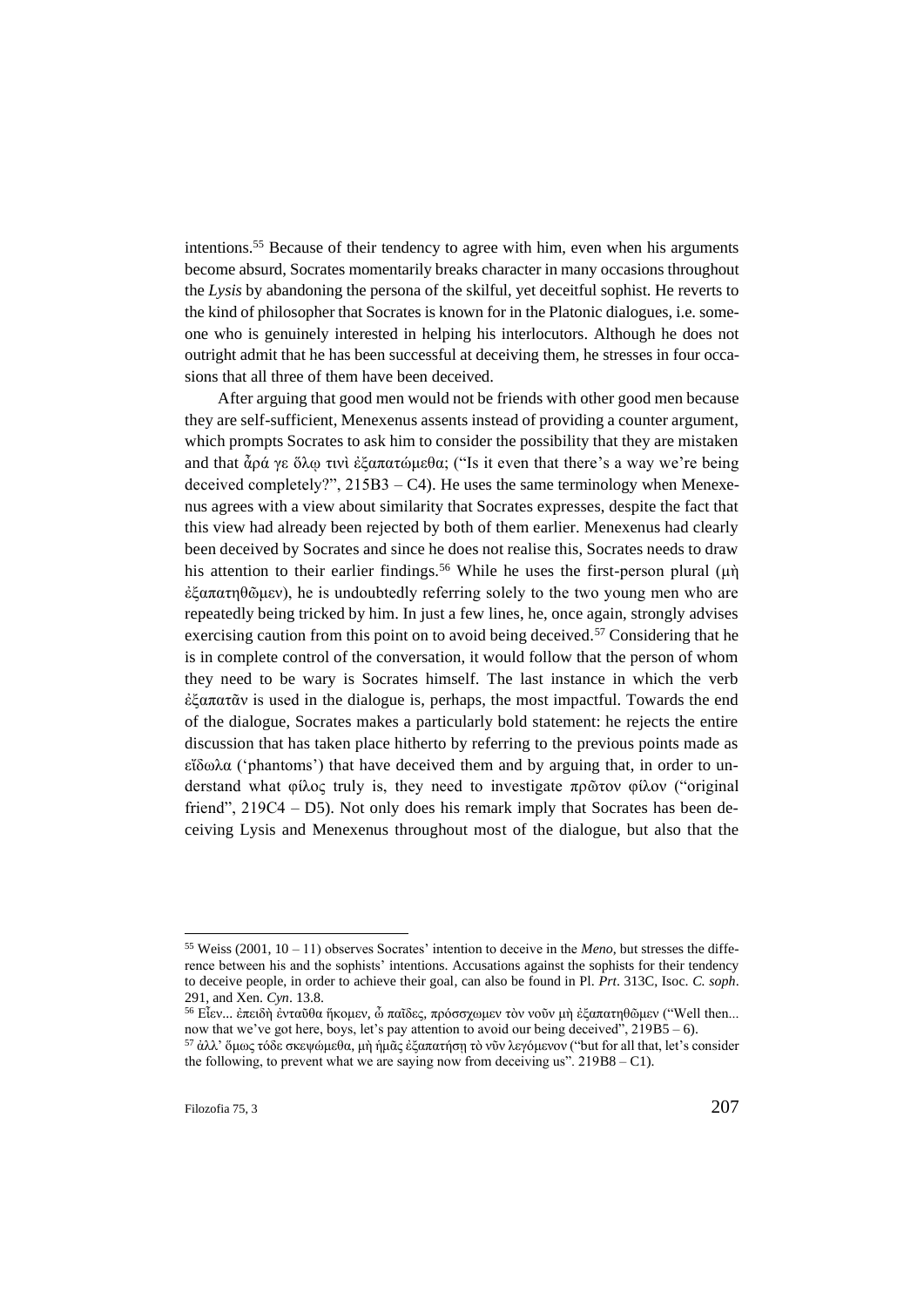intentions.[55] Because of their tendency to agree with him, even when his arguments become absurd, Socrates momentarily breaks character in many occasions throughout the *Lysis* by abandoning the persona of the skilful, yet deceitful sophist. He reverts to the kind of philosopher that Socrates is known for in the Platonic dialogues, i.e. someone who is genuinely interested in helping his interlocutors. Although he does not outright admit that he has been successful at deceiving them, he stresses in four occasions that all three of them have been deceived.

After arguing that good men would not be friends with other good men because they are self-sufficient, Menexenus assents instead of providing a counter argument, which prompts Socrates to ask him to consider the possibility that they are mistaken and that ἆρά γε ὅλῳ τινὶ ἐξαπατώμεθα; ("Is it even that there's a way we're being deceived completely?", 215B3 – C4). He uses the same terminology when Menexenus agrees with a view about similarity that Socrates expresses, despite the fact that this view had already been rejected by both of them earlier. Menexenus had clearly been deceived by Socrates and since he does not realise this, Socrates needs to draw his attention to their earlier findings.[56] While he uses the first-person plural (μὴ ἐξαπατηθῶμεν), he is undoubtedly referring solely to the two young men who are repeatedly being tricked by him. In just a few lines, he, once again, strongly advises exercising caution from this point on to avoid being deceived.[57] Considering that he is in complete control of the conversation, it would follow that the person of whom they need to be wary is Socrates himself. The last instance in which the verb ἐξαπατᾶν is used in the dialogue is, perhaps, the most impactful. Towards the end of the dialogue, Socrates makes a particularly bold statement: he rejects the entire discussion that has taken place hitherto by referring to the previous points made as εἴδωλα ('phantoms') that have deceived them and by arguing that, in order to understand what φίλος truly is, they need to investigate πρῶτον φίλον ("original friend", 219C4 – D5). Not only does his remark imply that Socrates has been deceiving Lysis and Menexenus throughout most of the dialogue, but also that the

---

[55] Weiss (2001, 10 – 11) observes Socrates' intention to deceive in the *Meno*, but stresses the difference between his and the sophists' intentions. Accusations against the sophists for their tendency to deceive people, in order to achieve their goal, can also be found in Pl. *Prt*. 313C, Isoc. *C. soph*. 291, and Xen. *Cyn*. 13.8.

[56] Εἶεν... ἐπειδὴ ἐνταῦθα ἥκομεν, ὦ παῖδες, πρόσσχωμεν τὸν νοῦν μὴ ἐξαπατηθῶμεν ("Well then... now that we've got here, boys, let's pay attention to avoid our being deceived", 219B5 – 6).

[57] ἀλλ' ὅμως τόδε σκεψώμεθα, μὴ ἡμᾶς ἐξαπατήσῃ τὸ νῦν λεγόμενον ("but for all that, let's consider the following, to prevent what we are saying now from deceiving us". 219B8 – C1).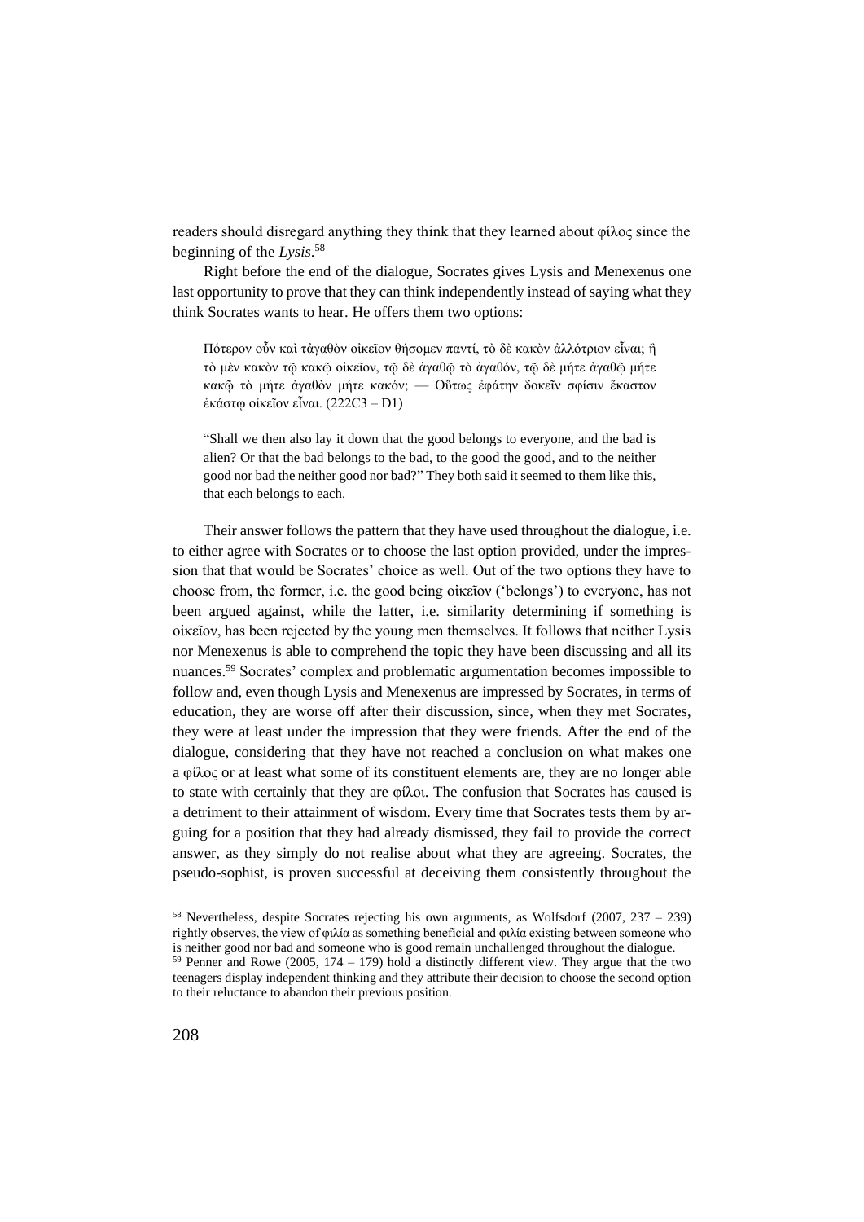readers should disregard anything they think that they learned about φίλος since the beginning of the *Lysis*.[58]

Right before the end of the dialogue, Socrates gives Lysis and Menexenus one last opportunity to prove that they can think independently instead of saying what they think Socrates wants to hear. He offers them two options:

> Πότερον οὖν καὶ τἀγαθὸν οἰκεῖον θήσομεν παντί, τὸ δὲ κακὸν ἀλλότριον εἶναι; ἢ τὸ μὲν κακὸν τῷ κακῷ οἰκεῖον, τῷ δὲ ἀγαθῷ τὸ ἀγαθόν, τῷ δὲ μήτε ἀγαθῷ μήτε κακῷ τὸ μήτε ἀγαθὸν μήτε κακόν; — Οὕτως ἐφάτην δοκεῖν σφίσιν ἕκαστον ἑκάστῳ οἰκεῖον εἶναι. (222C3 – D1)
>
> "Shall we then also lay it down that the good belongs to everyone, and the bad is alien? Or that the bad belongs to the bad, to the good the good, and to the neither good nor bad the neither good nor bad?" They both said it seemed to them like this, that each belongs to each.

Their answer follows the pattern that they have used throughout the dialogue, i.e. to either agree with Socrates or to choose the last option provided, under the impression that that would be Socrates' choice as well. Out of the two options they have to choose from, the former, i.e. the good being οἰκεῖον ('belongs') to everyone, has not been argued against, while the latter, i.e. similarity determining if something is οἰκεῖον, has been rejected by the young men themselves. It follows that neither Lysis nor Menexenus is able to comprehend the topic they have been discussing and all its nuances.[59] Socrates' complex and problematic argumentation becomes impossible to follow and, even though Lysis and Menexenus are impressed by Socrates, in terms of education, they are worse off after their discussion, since, when they met Socrates, they were at least under the impression that they were friends. After the end of the dialogue, considering that they have not reached a conclusion on what makes one a φίλος or at least what some of its constituent elements are, they are no longer able to state with certainly that they are φίλοι. The confusion that Socrates has caused is a detriment to their attainment of wisdom. Every time that Socrates tests them by arguing for a position that they had already dismissed, they fail to provide the correct answer, as they simply do not realise about what they are agreeing. Socrates, the pseudo-sophist, is proven successful at deceiving them consistently throughout the

---

[58] Nevertheless, despite Socrates rejecting his own arguments, as Wolfsdorf (2007, 237 – 239) rightly observes, the view of φιλία as something beneficial and φιλία existing between someone who is neither good nor bad and someone who is good remain unchallenged throughout the dialogue.

[59] Penner and Rowe (2005, 174 – 179) hold a distinctly different view. They argue that the two teenagers display independent thinking and they attribute their decision to choose the second option to their reluctance to abandon their previous position.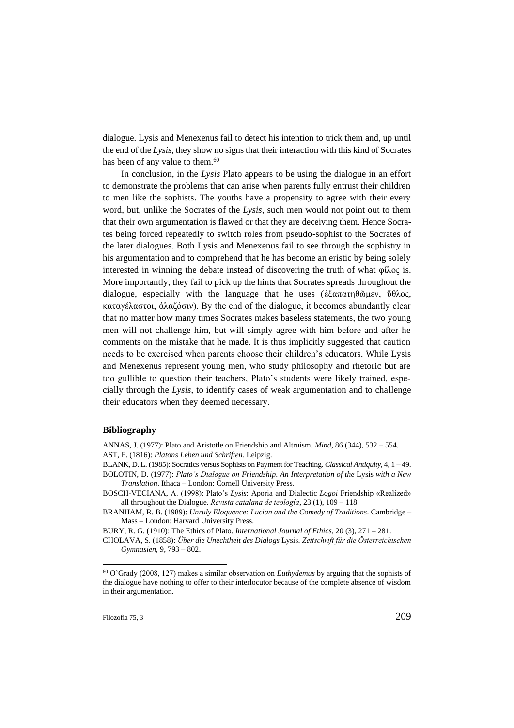dialogue. Lysis and Menexenus fail to detect his intention to trick them and, up until the end of the *Lysis*, they show no signs that their interaction with this kind of Socrates has been of any value to them.[60]

In conclusion, in the *Lysis* Plato appears to be using the dialogue in an effort to demonstrate the problems that can arise when parents fully entrust their children to men like the sophists. The youths have a propensity to agree with their every word, but, unlike the Socrates of the *Lysis*, such men would not point out to them that their own argumentation is flawed or that they are deceiving them. Hence Socrates being forced repeatedly to switch roles from pseudo-sophist to the Socrates of the later dialogues. Both Lysis and Menexenus fail to see through the sophistry in his argumentation and to comprehend that he has become an eristic by being solely interested in winning the debate instead of discovering the truth of what φίλος is. More importantly, they fail to pick up the hints that Socrates spreads throughout the dialogue, especially with the language that he uses (ἐξαπατηθῶμεν, ὕθλος, καταγέλαστοι, ἀλαζόσιν). By the end of the dialogue, it becomes abundantly clear that no matter how many times Socrates makes baseless statements, the two young men will not challenge him, but will simply agree with him before and after he comments on the mistake that he made. It is thus implicitly suggested that caution needs to be exercised when parents choose their children's educators. While Lysis and Menexenus represent young men, who study philosophy and rhetoric but are too gullible to question their teachers, Plato's students were likely trained, especially through the *Lysis*, to identify cases of weak argumentation and to challenge their educators when they deemed necessary.

## Bibliography

ANNAS, J. (1977): Plato and Aristotle on Friendship and Altruism. *Mind*, 86 (344), 532 – 554.

AST, F. (1816): *Platons Leben und Schriften*. Leipzig.

BLANK, D. L. (1985): Socratics versus Sophists on Payment for Teaching. *Classical Antiquity*, 4, 1 – 49.

BOLOTIN, D. (1977): *Plato's Dialogue on Friendship. An Interpretation of the* Lysis *with a New Translation*. Ithaca – London: Cornell University Press.

BOSCH-VECIANA, A. (1998): Plato's *Lysis*: Aporia and Dialectic *Logoi* Friendship «Realized» all throughout the Dialogue. *Revista catalana de teología*, 23 (1), 109 – 118.

BRANHAM, R. B. (1989): *Unruly Eloquence: Lucian and the Comedy of Traditions*. Cambridge – Mass – London: Harvard University Press.

BURY, R. G. (1910): The Ethics of Plato. *International Journal of Ethics*, 20 (3), 271 – 281.

CHOLAVA, S. (1858): *Über die Unechtheit des Dialogs* Lysis. *Zeitschrift für die Österreichischen Gymnasien*, 9, 793 – 802.

---

[60] O'Grady (2008, 127) makes a similar observation on *Euthydemus* by arguing that the sophists of the dialogue have nothing to offer to their interlocutor because of the complete absence of wisdom in their argumentation.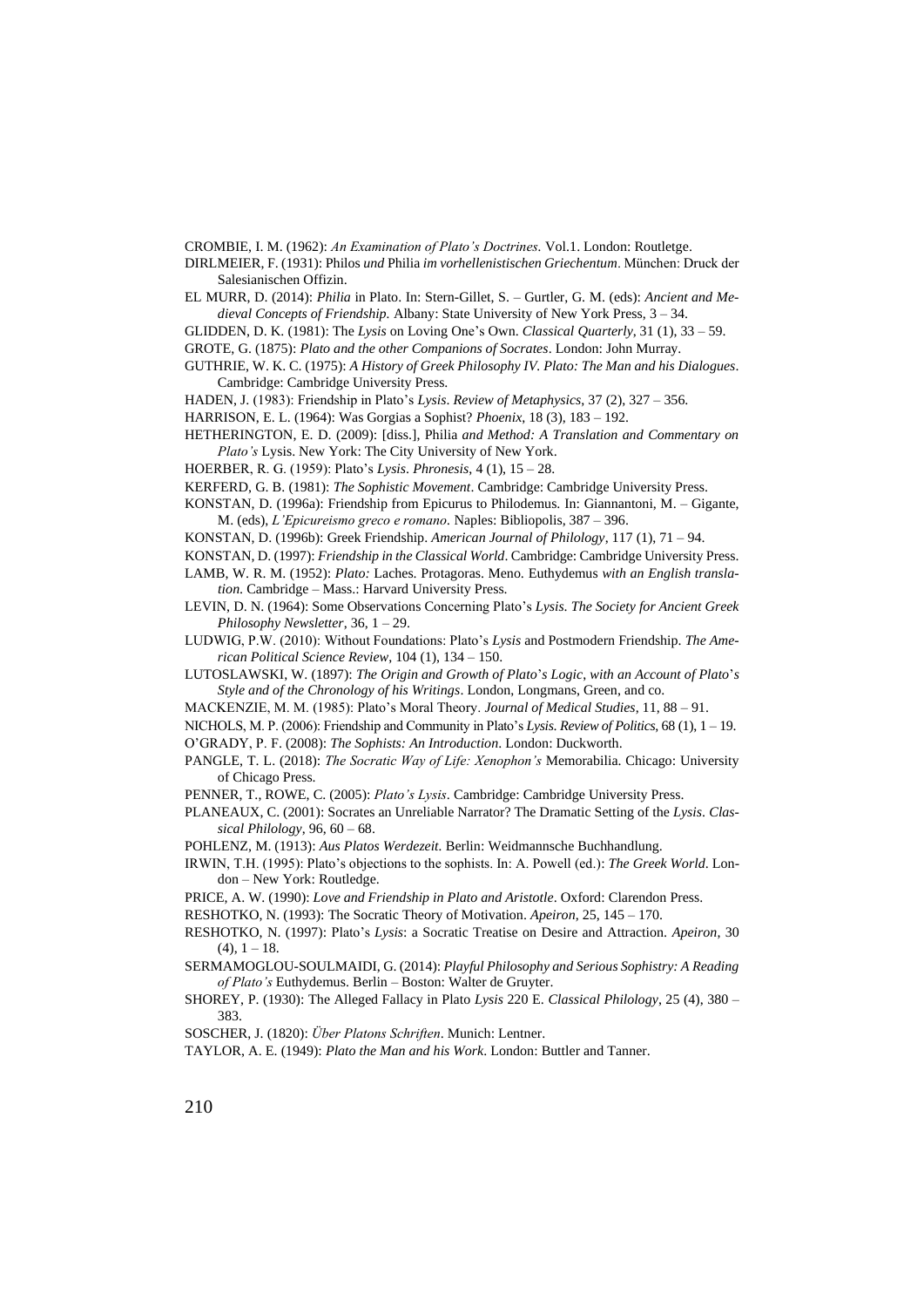CROMBIE, I. M. (1962): *An Examination of Plato's Doctrines.* Vol.1. London: Routletge.

DIRLMEIER, F. (1931): Philos *und* Philia *im vorhellenistischen Griechentum*. München: Druck der Salesianischen Offizin.

EL MURR, D. (2014): *Philia* in Plato. In: Stern-Gillet, S. – Gurtler, G. M. (eds): *Ancient and Medieval Concepts of Friendship.* Albany: State University of New York Press, 3 – 34.

GLIDDEN, D. K. (1981): The *Lysis* on Loving One's Own. *Classical Quarterly*, 31 (1), 33 – 59.

GROTE, G. (1875): *Plato and the other Companions of Socrates*. London: John Murray.

GUTHRIE, W. K. C. (1975): *A History of Greek Philosophy IV. Plato: The Man and his Dialogues*. Cambridge: Cambridge University Press.

HADEN, J. (1983): Friendship in Plato's *Lysis*. *Review of Metaphysics*, 37 (2), 327 – 356.

HARRISON, E. L. (1964): Was Gorgias a Sophist? *Phoenix*, 18 (3), 183 – 192.

HETHERINGTON, E. D. (2009): [diss.], Philia *and Method: A Translation and Commentary on Plato's* Lysis. New York: The City University of New York.

HOERBER, R. G. (1959): Plato's *Lysis*. *Phronesis*, 4 (1), 15 – 28.

KERFERD, G. B. (1981): *The Sophistic Movement*. Cambridge: Cambridge University Press.

KONSTAN, D. (1996a): Friendship from Epicurus to Philodemus. In: Giannantoni, M. – Gigante, M. (eds), *L'Epicureismo greco e romano*. Naples: Bibliopolis, 387 – 396.

KONSTAN, D. (1996b): Greek Friendship. *American Journal of Philology*, 117 (1), 71 – 94.

KONSTAN, D. (1997): *Friendship in the Classical World*. Cambridge: Cambridge University Press.

LAMB, W. R. M. (1952): *Plato:* Laches. Protagoras. Meno. Euthydemus *with an English translation*. Cambridge – Mass.: Harvard University Press.

LEVIN, D. N. (1964): Some Observations Concerning Plato's *Lysis. The Society for Ancient Greek Philosophy Newsletter*, 36, 1 – 29.

LUDWIG, P.W. (2010): Without Foundations: Plato's *Lysis* and Postmodern Friendship. *The American Political Science Review*, 104 (1), 134 – 150.

LUTOSLAWSKI, W. (1897): *The Origin and Growth of Plato's Logic, with an Account of Plato's Style and of the Chronology of his Writings*. London, Longmans, Green, and co.

MACKENZIE, M. M. (1985): Plato's Moral Theory. *Journal of Medical Studies*, 11, 88 – 91.

NICHOLS, M. P. (2006): Friendship and Community in Plato's *Lysis. Review of Politics*, 68 (1), 1 – 19.

O'GRADY, P. F. (2008): *The Sophists: An Introduction*. London: Duckworth.

PANGLE, T. L. (2018): *The Socratic Way of Life: Xenophon's* Memorabilia. Chicago: University of Chicago Press.

PENNER, T., ROWE, C. (2005): *Plato's Lysis*. Cambridge: Cambridge University Press.

PLANEAUX, C. (2001): Socrates an Unreliable Narrator? The Dramatic Setting of the *Lysis*. *Classical Philology*, 96, 60 – 68.

POHLENZ, M. (1913): *Aus Platos Werdezeit.* Berlin: Weidmannsche Buchhandlung.

IRWIN, T.H. (1995): Plato's objections to the sophists. In: A. Powell (ed.): *The Greek World*. London – New York: Routledge.

PRICE, A. W. (1990): *Love and Friendship in Plato and Aristotle*. Oxford: Clarendon Press.

RESHOTKO, N. (1993): The Socratic Theory of Motivation. *Apeiron*, 25, 145 – 170.

RESHOTKO, N. (1997): Plato's *Lysis*: a Socratic Treatise on Desire and Attraction. *Apeiron*, 30 (4), 1 – 18.

SERMAMOGLOU-SOULMAIDI, G. (2014): *Playful Philosophy and Serious Sophistry: A Reading of Plato's* Euthydemus. Berlin – Boston: Walter de Gruyter.

SHOREY, P. (1930): The Alleged Fallacy in Plato *Lysis* 220 E. *Classical Philology*, 25 (4), 380 – 383.

SOSCHER, J. (1820): *Über Platons Schriften*. Munich: Lentner.

TAYLOR, A. E. (1949): *Plato the Man and his Work*. London: Buttler and Tanner.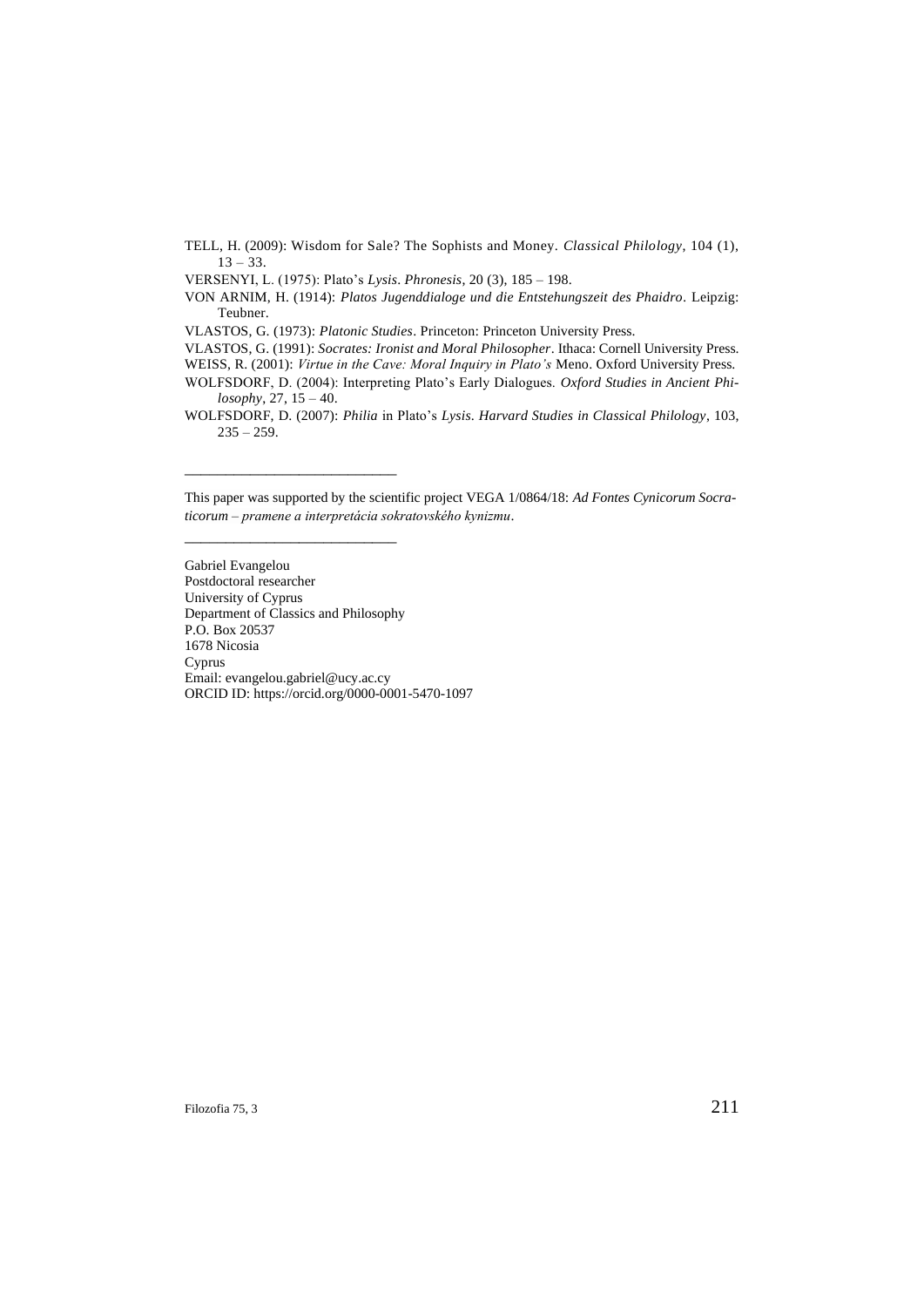TELL, H. (2009): Wisdom for Sale? The Sophists and Money. *Classical Philology*, 104 (1), 13 – 33.

VERSENYI, L. (1975): Plato's *Lysis*. *Phronesis*, 20 (3), 185 – 198.

VON ARNIM, H. (1914): *Platos Jugenddialoge und die Entstehungszeit des Phaidro*. Leipzig: Teubner.

VLASTOS, G. (1973): *Platonic Studies*. Princeton: Princeton University Press.

VLASTOS, G. (1991): *Socrates: Ironist and Moral Philosopher*. Ithaca: Cornell University Press.

WEISS, R. (2001): *Virtue in the Cave: Moral Inquiry in Plato's* Meno. Oxford University Press.

WOLFSDORF, D. (2004): Interpreting Plato's Early Dialogues. *Oxford Studies in Ancient Philosophy*, 27, 15 – 40.

WOLFSDORF, D. (2007): *Philia* in Plato's *Lysis*. *Harvard Studies in Classical Philology*, 103, 235 – 259.

---

This paper was supported by the scientific project VEGA 1/0864/18: *Ad Fontes Cynicorum Socraticorum – pramene a interpretácia sokratovského kynizmu*.

---

Gabriel Evangelou
Postdoctoral researcher
University of Cyprus
Department of Classics and Philosophy
P.O. Box 20537
1678 Nicosia
Cyprus
Email: evangelou.gabriel@ucy.ac.cy
ORCID ID: https://orcid.org/0000-0001-5470-1097